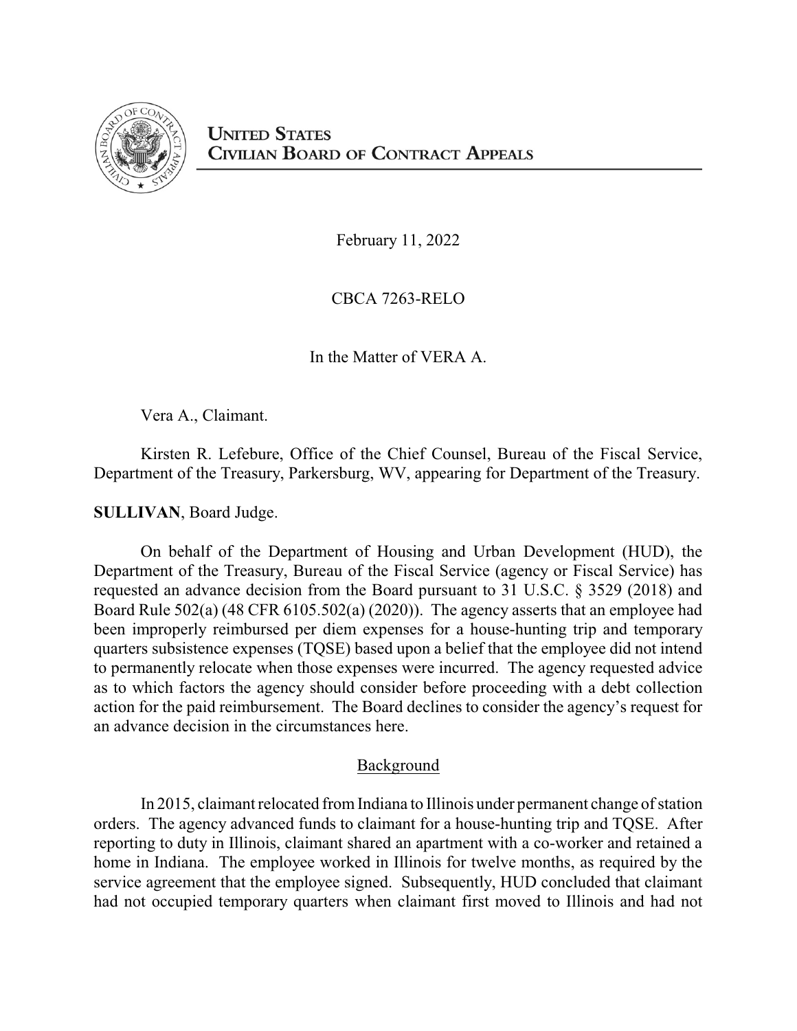# UNITED STATES CIVILIAN BOARD OF CONTRACT APPEALS

February 11, 2022

CBCA 7263-RELO

In the Matter of VERA A.

Vera A., Claimant.

Kirsten R. Lefebure, Office of the Chief Counsel, Bureau of the Fiscal Service, Department of the Treasury, Parkersburg, WV, appearing for Department of the Treasury.

**SULLIVAN**, Board Judge.

On behalf of the Department of Housing and Urban Development (HUD), the Department of the Treasury, Bureau of the Fiscal Service (agency or Fiscal Service) has requested an advance decision from the Board pursuant to 31 U.S.C. § 3529 (2018) and Board Rule 502(a) (48 CFR 6105.502(a) (2020)). The agency asserts that an employee had been improperly reimbursed per diem expenses for a house-hunting trip and temporary quarters subsistence expenses (TQSE) based upon a belief that the employee did not intend to permanently relocate when those expenses were incurred. The agency requested advice as to which factors the agency should consider before proceeding with a debt collection action for the paid reimbursement. The Board declines to consider the agency's request for an advance decision in the circumstances here.

## Background

In 2015, claimant relocated from Indiana to Illinois under permanent change of station orders. The agency advanced funds to claimant for a house-hunting trip and TQSE. After reporting to duty in Illinois, claimant shared an apartment with a co-worker and retained a home in Indiana. The employee worked in Illinois for twelve months, as required by the service agreement that the employee signed. Subsequently, HUD concluded that claimant had not occupied temporary quarters when claimant first moved to Illinois and had not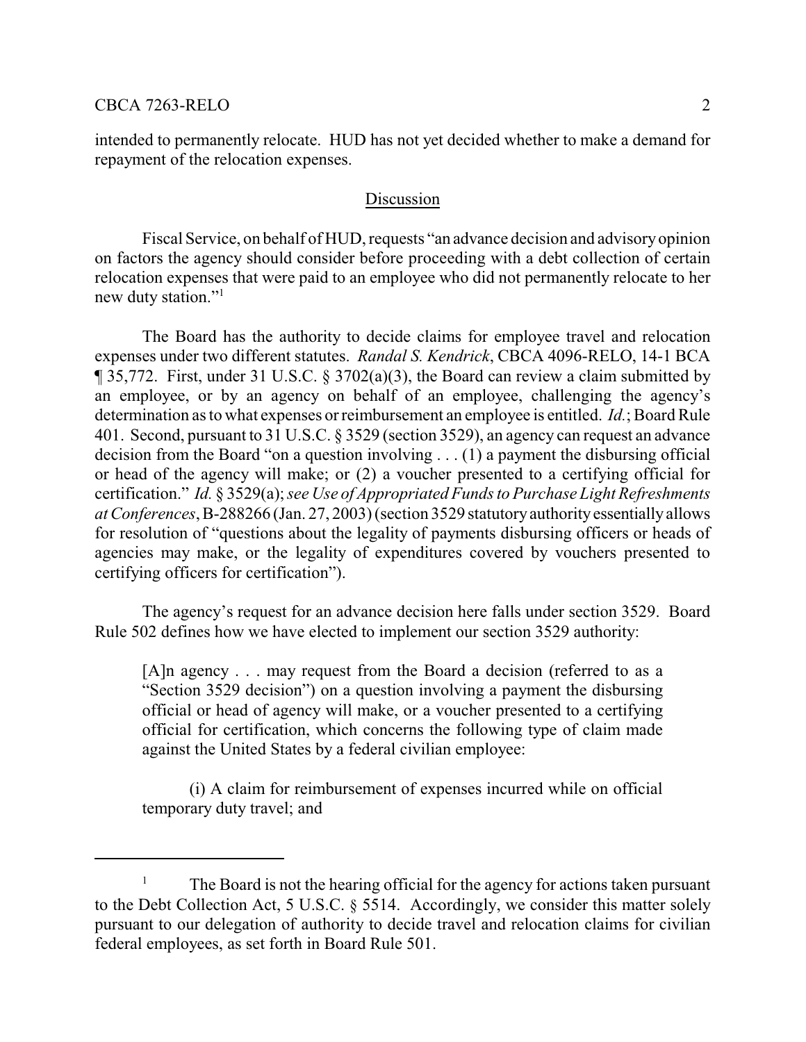intended to permanently relocate. HUD has not yet decided whether to make a demand for repayment of the relocation expenses.

## Discussion

Fiscal Service, on behalf of HUD, requests "an advance decision and advisory opinion on factors the agency should consider before proceeding with a debt collection of certain relocation expenses that were paid to an employee who did not permanently relocate to her new duty station."[1]

The Board has the authority to decide claims for employee travel and relocation expenses under two different statutes. *Randal S. Kendrick*, CBCA 4096-RELO, 14-1 BCA ¶ 35,772. First, under 31 U.S.C. § 3702(a)(3), the Board can review a claim submitted by an employee, or by an agency on behalf of an employee, challenging the agency's determination as to what expenses or reimbursement an employee is entitled. *Id.*; Board Rule 401. Second, pursuant to 31 U.S.C. § 3529 (section 3529), an agency can request an advance decision from the Board "on a question involving . . . (1) a payment the disbursing official or head of the agency will make; or (2) a voucher presented to a certifying official for certification." *Id.* § 3529(a); *see Use of Appropriated Funds to Purchase Light Refreshments at Conferences*, B-288266 (Jan. 27, 2003) (section 3529 statutory authority essentially allows for resolution of "questions about the legality of payments disbursing officers or heads of agencies may make, or the legality of expenditures covered by vouchers presented to certifying officers for certification").

The agency's request for an advance decision here falls under section 3529. Board Rule 502 defines how we have elected to implement our section 3529 authority:

> [A]n agency . . . may request from the Board a decision (referred to as a "Section 3529 decision") on a question involving a payment the disbursing official or head of agency will make, or a voucher presented to a certifying official for certification, which concerns the following type of claim made against the United States by a federal civilian employee:
>
> (i) A claim for reimbursement of expenses incurred while on official temporary duty travel; and

[1] The Board is not the hearing official for the agency for actions taken pursuant to the Debt Collection Act, 5 U.S.C. § 5514. Accordingly, we consider this matter solely pursuant to our delegation of authority to decide travel and relocation claims for civilian federal employees, as set forth in Board Rule 501.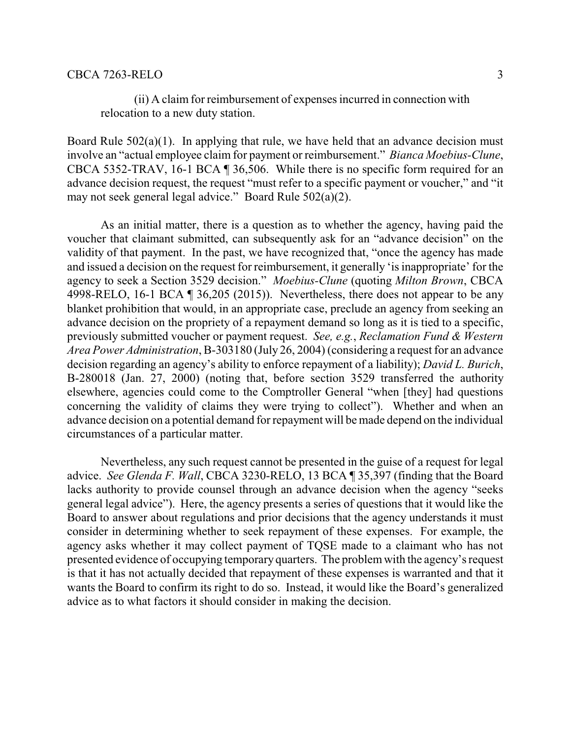(ii) A claim for reimbursement of expenses incurred in connection with relocation to a new duty station.

Board Rule 502(a)(1). In applying that rule, we have held that an advance decision must involve an "actual employee claim for payment or reimbursement." *Bianca Moebius-Clune*, CBCA 5352-TRAV, 16-1 BCA ¶ 36,506. While there is no specific form required for an advance decision request, the request "must refer to a specific payment or voucher," and "it may not seek general legal advice." Board Rule 502(a)(2).

As an initial matter, there is a question as to whether the agency, having paid the voucher that claimant submitted, can subsequently ask for an "advance decision" on the validity of that payment. In the past, we have recognized that, "once the agency has made and issued a decision on the request for reimbursement, it generally 'is inappropriate' for the agency to seek a Section 3529 decision." *Moebius-Clune* (quoting *Milton Brown*, CBCA 4998-RELO, 16-1 BCA ¶ 36,205 (2015)). Nevertheless, there does not appear to be any blanket prohibition that would, in an appropriate case, preclude an agency from seeking an advance decision on the propriety of a repayment demand so long as it is tied to a specific, previously submitted voucher or payment request. *See, e.g.*, *Reclamation Fund & Western Area Power Administration*, B-303180 (July 26, 2004) (considering a request for an advance decision regarding an agency's ability to enforce repayment of a liability); *David L. Burich*, B-280018 (Jan. 27, 2000) (noting that, before section 3529 transferred the authority elsewhere, agencies could come to the Comptroller General "when [they] had questions concerning the validity of claims they were trying to collect"). Whether and when an advance decision on a potential demand for repayment will be made depend on the individual circumstances of a particular matter.

Nevertheless, any such request cannot be presented in the guise of a request for legal advice. *See Glenda F. Wall*, CBCA 3230-RELO, 13 BCA ¶ 35,397 (finding that the Board lacks authority to provide counsel through an advance decision when the agency "seeks general legal advice"). Here, the agency presents a series of questions that it would like the Board to answer about regulations and prior decisions that the agency understands it must consider in determining whether to seek repayment of these expenses. For example, the agency asks whether it may collect payment of TQSE made to a claimant who has not presented evidence of occupying temporary quarters. The problem with the agency's request is that it has not actually decided that repayment of these expenses is warranted and that it wants the Board to confirm its right to do so. Instead, it would like the Board's generalized advice as to what factors it should consider in making the decision.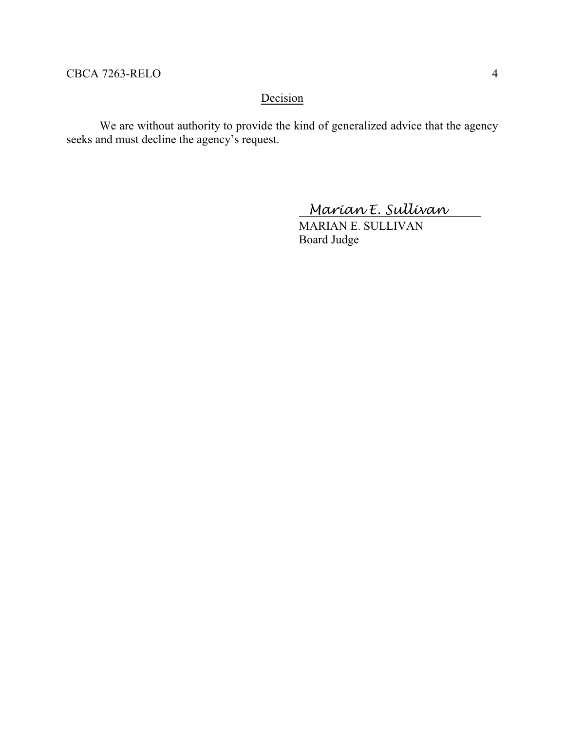## Decision

We are without authority to provide the kind of generalized advice that the agency seeks and must decline the agency's request.

*Marian E. Sullivan*

MARIAN E. SULLIVAN
Board Judge